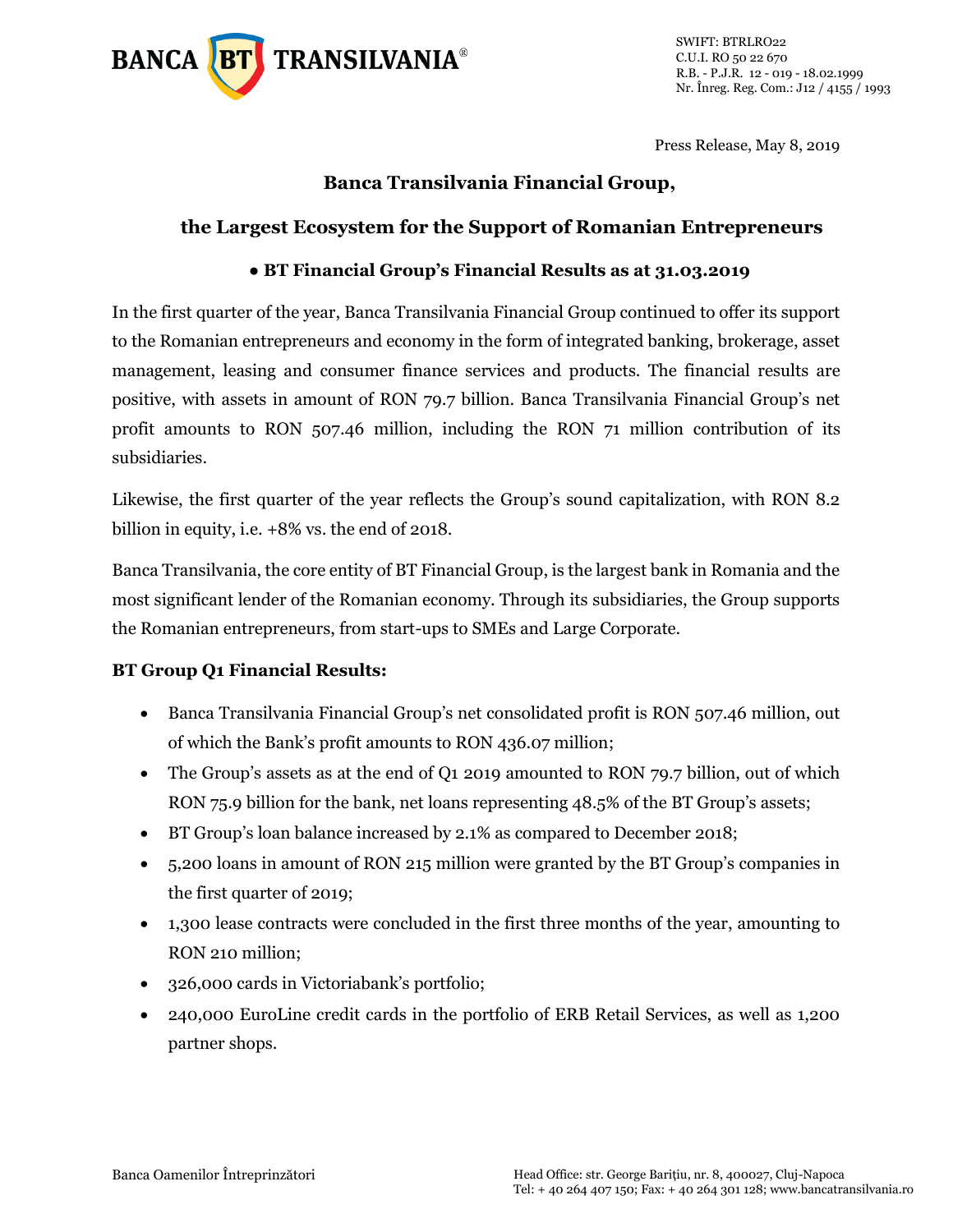SWIFT: BTRLRO22
C.U.I. RO 50 22 670
R.B. - P.J.R. 12 - 019 - 18.02.1999
Nr. Înreg. Reg. Com.: J12 / 4155 / 1993

Press Release, May 8, 2019

## Banca Transilvania Financial Group,

## the Largest Ecosystem for the Support of Romanian Entrepreneurs

### • BT Financial Group's Financial Results as at 31.03.2019

In the first quarter of the year, Banca Transilvania Financial Group continued to offer its support to the Romanian entrepreneurs and economy in the form of integrated banking, brokerage, asset management, leasing and consumer finance services and products. The financial results are positive, with assets in amount of RON 79.7 billion. Banca Transilvania Financial Group's net profit amounts to RON 507.46 million, including the RON 71 million contribution of its subsidiaries.

Likewise, the first quarter of the year reflects the Group's sound capitalization, with RON 8.2 billion in equity, i.e. +8% vs. the end of 2018.

Banca Transilvania, the core entity of BT Financial Group, is the largest bank in Romania and the most significant lender of the Romanian economy. Through its subsidiaries, the Group supports the Romanian entrepreneurs, from start-ups to SMEs and Large Corporate.

**BT Group Q1 Financial Results:**

- Banca Transilvania Financial Group's net consolidated profit is RON 507.46 million, out of which the Bank's profit amounts to RON 436.07 million;
- The Group's assets as at the end of Q1 2019 amounted to RON 79.7 billion, out of which RON 75.9 billion for the bank, net loans representing 48.5% of the BT Group's assets;
- BT Group's loan balance increased by 2.1% as compared to December 2018;
- 5,200 loans in amount of RON 215 million were granted by the BT Group's companies in the first quarter of 2019;
- 1,300 lease contracts were concluded in the first three months of the year, amounting to RON 210 million;
- 326,000 cards in Victoriabank's portfolio;
- 240,000 EuroLine credit cards in the portfolio of ERB Retail Services, as well as 1,200 partner shops.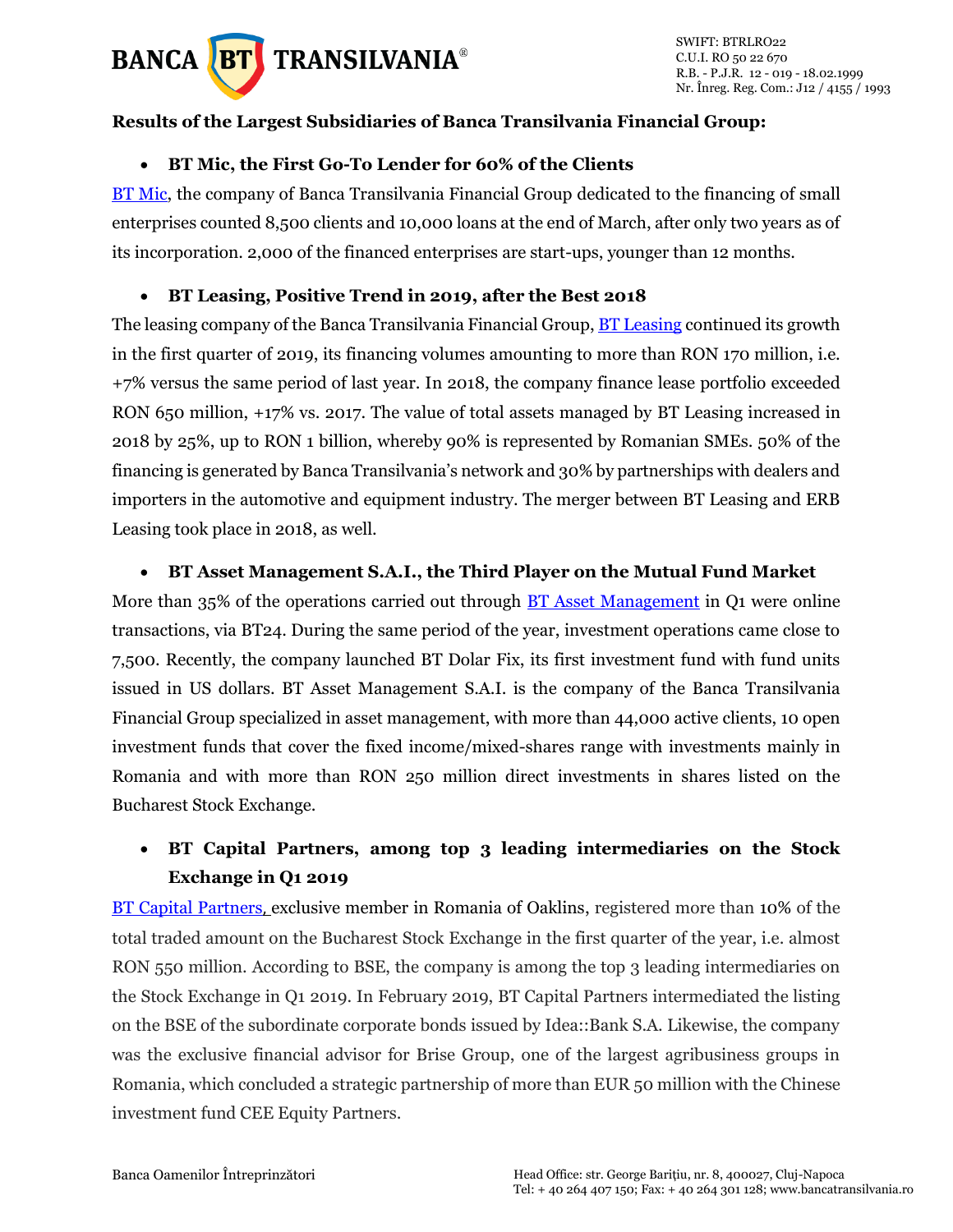**Results of the Largest Subsidiaries of Banca Transilvania Financial Group:**

- **BT Mic, the First Go-To Lender for 60% of the Clients**

BT Mic, the company of Banca Transilvania Financial Group dedicated to the financing of small enterprises counted 8,500 clients and 10,000 loans at the end of March, after only two years as of its incorporation. 2,000 of the financed enterprises are start-ups, younger than 12 months.

- **BT Leasing, Positive Trend in 2019, after the Best 2018**

The leasing company of the Banca Transilvania Financial Group, BT Leasing continued its growth in the first quarter of 2019, its financing volumes amounting to more than RON 170 million, i.e. +7% versus the same period of last year. In 2018, the company finance lease portfolio exceeded RON 650 million, +17% vs. 2017. The value of total assets managed by BT Leasing increased in 2018 by 25%, up to RON 1 billion, whereby 90% is represented by Romanian SMEs. 50% of the financing is generated by Banca Transilvania's network and 30% by partnerships with dealers and importers in the automotive and equipment industry. The merger between BT Leasing and ERB Leasing took place in 2018, as well.

- **BT Asset Management S.A.I., the Third Player on the Mutual Fund Market**

More than 35% of the operations carried out through BT Asset Management in Q1 were online transactions, via BT24. During the same period of the year, investment operations came close to 7,500. Recently, the company launched BT Dolar Fix, its first investment fund with fund units issued in US dollars. BT Asset Management S.A.I. is the company of the Banca Transilvania Financial Group specialized in asset management, with more than 44,000 active clients, 10 open investment funds that cover the fixed income/mixed-shares range with investments mainly in Romania and with more than RON 250 million direct investments in shares listed on the Bucharest Stock Exchange.

- **BT Capital Partners, among top 3 leading intermediaries on the Stock Exchange in Q1 2019**

BT Capital Partners, exclusive member in Romania of Oaklins, registered more than 10% of the total traded amount on the Bucharest Stock Exchange in the first quarter of the year, i.e. almost RON 550 million. According to BSE, the company is among the top 3 leading intermediaries on the Stock Exchange in Q1 2019. In February 2019, BT Capital Partners intermediated the listing on the BSE of the subordinate corporate bonds issued by Idea::Bank S.A. Likewise, the company was the exclusive financial advisor for Brise Group, one of the largest agribusiness groups in Romania, which concluded a strategic partnership of more than EUR 50 million with the Chinese investment fund CEE Equity Partners.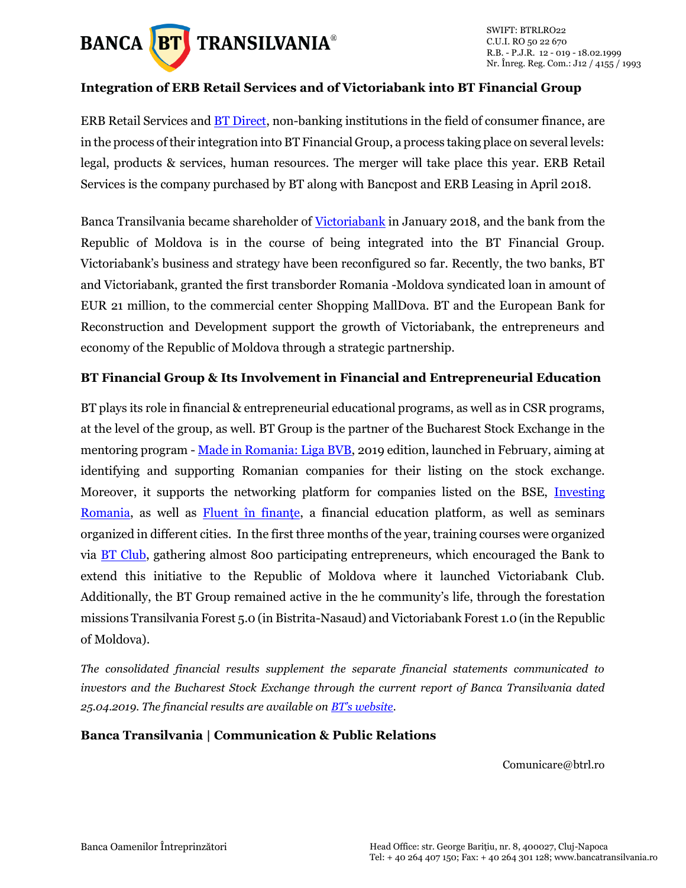## Integration of ERB Retail Services and of Victoriabank into BT Financial Group

ERB Retail Services and BT Direct, non-banking institutions in the field of consumer finance, are in the process of their integration into BT Financial Group, a process taking place on several levels: legal, products & services, human resources. The merger will take place this year. ERB Retail Services is the company purchased by BT along with Bancpost and ERB Leasing in April 2018.

Banca Transilvania became shareholder of Victoriabank in January 2018, and the bank from the Republic of Moldova is in the course of being integrated into the BT Financial Group. Victoriabank's business and strategy have been reconfigured so far. Recently, the two banks, BT and Victoriabank, granted the first transborder Romania -Moldova syndicated loan in amount of EUR 21 million, to the commercial center Shopping MallDova. BT and the European Bank for Reconstruction and Development support the growth of Victoriabank, the entrepreneurs and economy of the Republic of Moldova through a strategic partnership.

## BT Financial Group & Its Involvement in Financial and Entrepreneurial Education

BT plays its role in financial & entrepreneurial educational programs, as well as in CSR programs, at the level of the group, as well. BT Group is the partner of the Bucharest Stock Exchange in the mentoring program - Made in Romania: Liga BVB, 2019 edition, launched in February, aiming at identifying and supporting Romanian companies for their listing on the stock exchange. Moreover, it supports the networking platform for companies listed on the BSE, Investing Romania, as well as Fluent în finanţe, a financial education platform, as well as seminars organized in different cities. In the first three months of the year, training courses were organized via BT Club, gathering almost 800 participating entrepreneurs, which encouraged the Bank to extend this initiative to the Republic of Moldova where it launched Victoriabank Club. Additionally, the BT Group remained active in the he community's life, through the forestation missions Transilvania Forest 5.0 (in Bistrita-Nasaud) and Victoriabank Forest 1.0 (in the Republic of Moldova).

*The consolidated financial results supplement the separate financial statements communicated to investors and the Bucharest Stock Exchange through the current report of Banca Transilvania dated 25.04.2019. The financial results are available on BT's website.*

**Banca Transilvania | Communication & Public Relations**

Comunicare@btrl.ro